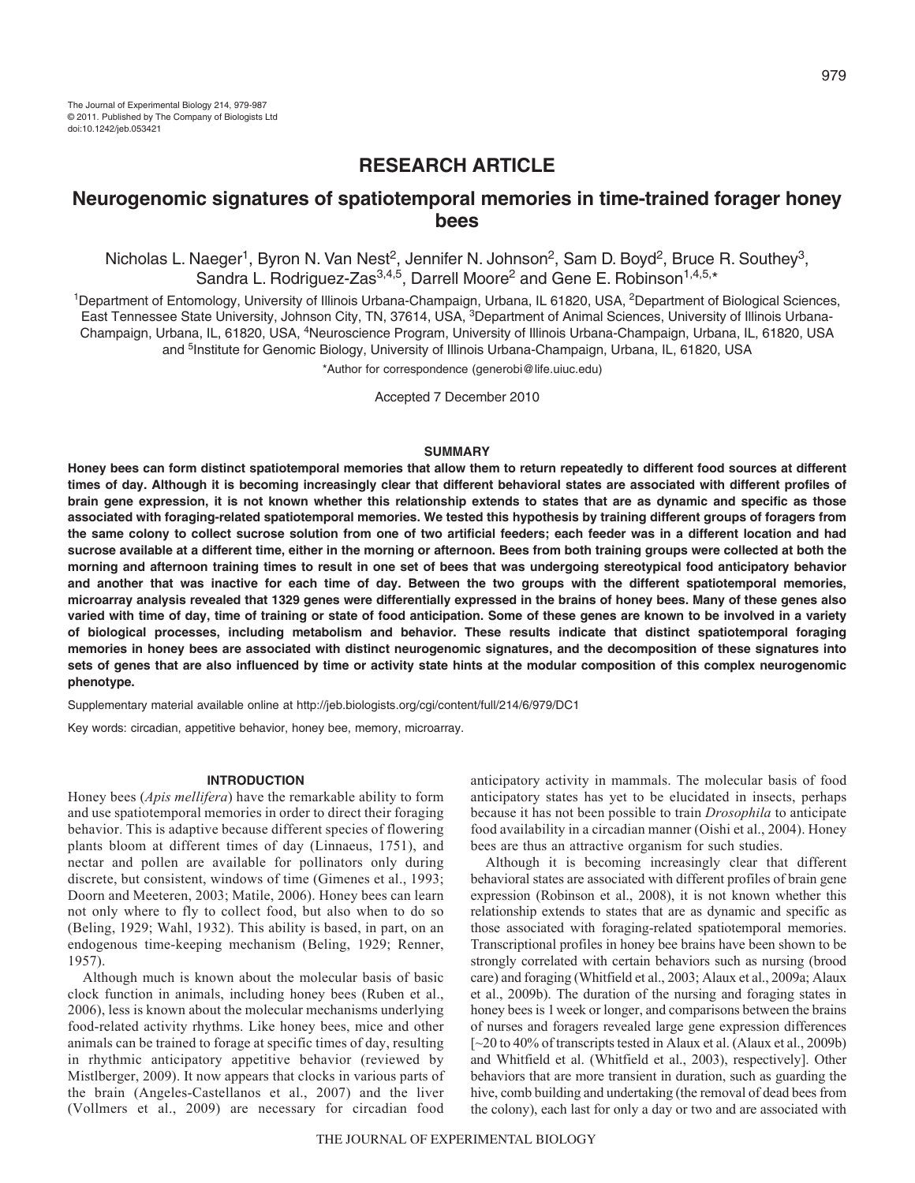The Journal of Experimental Biology 214, 979-987
© 2011. Published by The Company of Biologists Ltd
doi:10.1242/jeb.053421

# RESEARCH ARTICLE

# Neurogenomic signatures of spatiotemporal memories in time-trained forager honey bees

Nicholas L. Naeger[1], Byron N. Van Nest[2], Jennifer N. Johnson[2], Sam D. Boyd[2], Bruce R. Southey[3], Sandra L. Rodriguez-Zas[3,4,5], Darrell Moore[2] and Gene E. Robinson[1,4,5,*]

[1]Department of Entomology, University of Illinois Urbana-Champaign, Urbana, IL 61820, USA, [2]Department of Biological Sciences, East Tennessee State University, Johnson City, TN, 37614, USA, [3]Department of Animal Sciences, University of Illinois Urbana-Champaign, Urbana, IL, 61820, USA, [4]Neuroscience Program, University of Illinois Urbana-Champaign, Urbana, IL, 61820, USA and [5]Institute for Genomic Biology, University of Illinois Urbana-Champaign, Urbana, IL, 61820, USA

*Author for correspondence (generobi@life.uiuc.edu)

Accepted 7 December 2010

## SUMMARY

**Honey bees can form distinct spatiotemporal memories that allow them to return repeatedly to different food sources at different times of day. Although it is becoming increasingly clear that different behavioral states are associated with different profiles of brain gene expression, it is not known whether this relationship extends to states that are as dynamic and specific as those associated with foraging-related spatiotemporal memories. We tested this hypothesis by training different groups of foragers from the same colony to collect sucrose solution from one of two artificial feeders; each feeder was in a different location and had sucrose available at a different time, either in the morning or afternoon. Bees from both training groups were collected at both the morning and afternoon training times to result in one set of bees that was undergoing stereotypical food anticipatory behavior and another that was inactive for each time of day. Between the two groups with the different spatiotemporal memories, microarray analysis revealed that 1329 genes were differentially expressed in the brains of honey bees. Many of these genes also varied with time of day, time of training or state of food anticipation. Some of these genes are known to be involved in a variety of biological processes, including metabolism and behavior. These results indicate that distinct spatiotemporal foraging memories in honey bees are associated with distinct neurogenomic signatures, and the decomposition of these signatures into sets of genes that are also influenced by time or activity state hints at the modular composition of this complex neurogenomic phenotype.**

Supplementary material available online at http://jeb.biologists.org/cgi/content/full/214/6/979/DC1

Key words: circadian, appetitive behavior, honey bee, memory, microarray.

## INTRODUCTION

Honey bees (*Apis mellifera*) have the remarkable ability to form and use spatiotemporal memories in order to direct their foraging behavior. This is adaptive because different species of flowering plants bloom at different times of day (Linnaeus, 1751), and nectar and pollen are available for pollinators only during discrete, but consistent, windows of time (Gimenes et al., 1993; Doorn and Meeteren, 2003; Matile, 2006). Honey bees can learn not only where to fly to collect food, but also when to do so (Beling, 1929; Wahl, 1932). This ability is based, in part, on an endogenous time-keeping mechanism (Beling, 1929; Renner, 1957).

Although much is known about the molecular basis of basic clock function in animals, including honey bees (Ruben et al., 2006), less is known about the molecular mechanisms underlying food-related activity rhythms. Like honey bees, mice and other animals can be trained to forage at specific times of day, resulting in rhythmic anticipatory appetitive behavior (reviewed by Mistlberger, 2009). It now appears that clocks in various parts of the brain (Angeles-Castellanos et al., 2007) and the liver (Vollmers et al., 2009) are necessary for circadian food anticipatory activity in mammals. The molecular basis of food anticipatory states has yet to be elucidated in insects, perhaps because it has not been possible to train *Drosophila* to anticipate food availability in a circadian manner (Oishi et al., 2004). Honey bees are thus an attractive organism for such studies.

Although it is becoming increasingly clear that different behavioral states are associated with different profiles of brain gene expression (Robinson et al., 2008), it is not known whether this relationship extends to states that are as dynamic and specific as those associated with foraging-related spatiotemporal memories. Transcriptional profiles in honey bee brains have been shown to be strongly correlated with certain behaviors such as nursing (brood care) and foraging (Whitfield et al., 2003; Alaux et al., 2009a; Alaux et al., 2009b). The duration of the nursing and foraging states in honey bees is 1 week or longer, and comparisons between the brains of nurses and foragers revealed large gene expression differences [~20 to 40% of transcripts tested in Alaux et al. (Alaux et al., 2009b) and Whitfield et al. (Whitfield et al., 2003), respectively]. Other behaviors that are more transient in duration, such as guarding the hive, comb building and undertaking (the removal of dead bees from the colony), each last for only a day or two and are associated with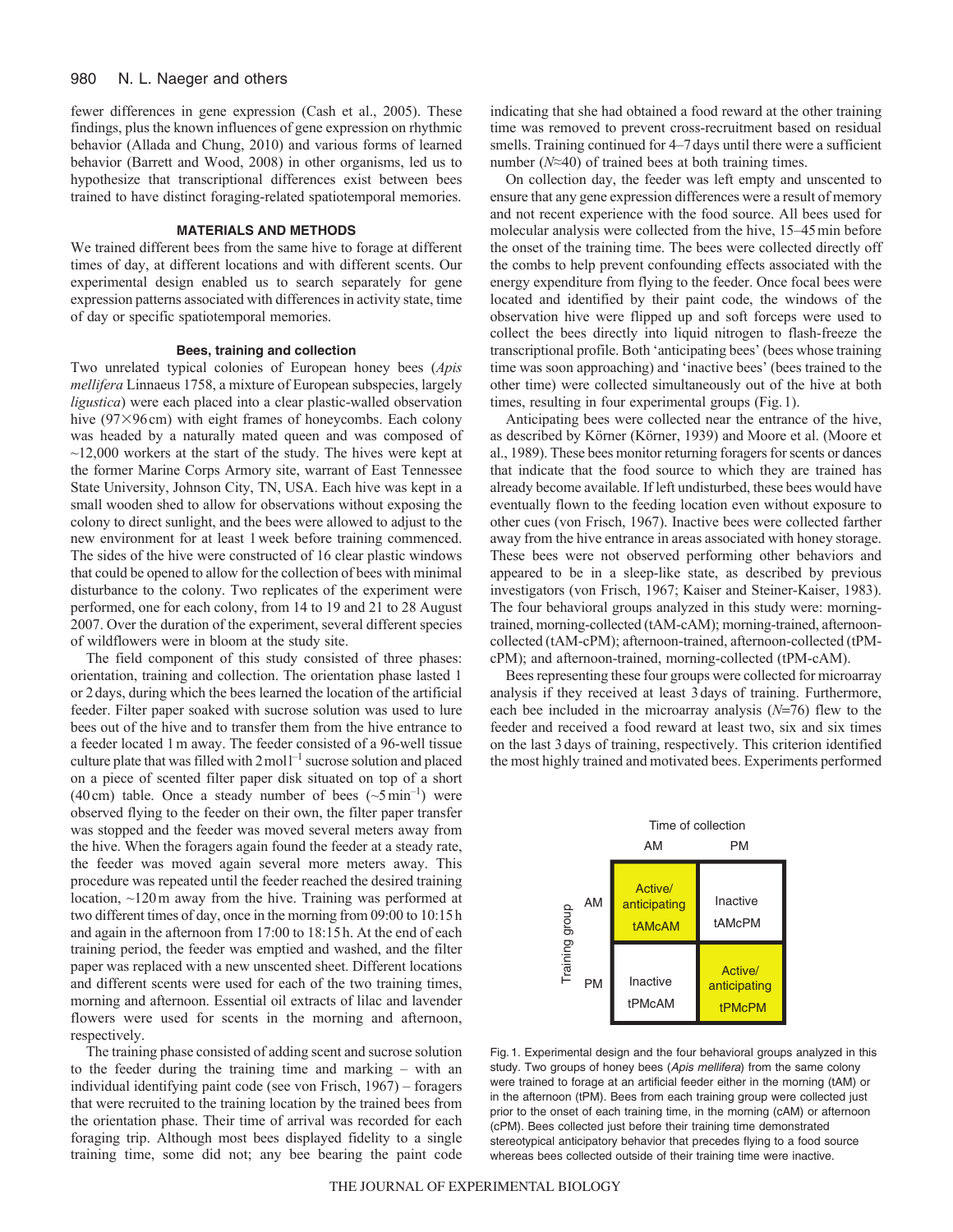fewer differences in gene expression (Cash et al., 2005). These findings, plus the known influences of gene expression on rhythmic behavior (Allada and Chung, 2010) and various forms of learned behavior (Barrett and Wood, 2008) in other organisms, led us to hypothesize that transcriptional differences exist between bees trained to have distinct foraging-related spatiotemporal memories.

## MATERIALS AND METHODS

We trained different bees from the same hive to forage at different times of day, at different locations and with different scents. Our experimental design enabled us to search separately for gene expression patterns associated with differences in activity state, time of day or specific spatiotemporal memories.

### Bees, training and collection

Two unrelated typical colonies of European honey bees (*Apis mellifera* Linnaeus 1758, a mixture of European subspecies, largely *ligustica*) were each placed into a clear plastic-walled observation hive (97×96 cm) with eight frames of honeycombs. Each colony was headed by a naturally mated queen and was composed of ~12,000 workers at the start of the study. The hives were kept at the former Marine Corps Armory site, warrant of East Tennessee State University, Johnson City, TN, USA. Each hive was kept in a small wooden shed to allow for observations without exposing the colony to direct sunlight, and the bees were allowed to adjust to the new environment for at least 1 week before training commenced. The sides of the hive were constructed of 16 clear plastic windows that could be opened to allow for the collection of bees with minimal disturbance to the colony. Two replicates of the experiment were performed, one for each colony, from 14 to 19 and 21 to 28 August 2007. Over the duration of the experiment, several different species of wildflowers were in bloom at the study site.

The field component of this study consisted of three phases: orientation, training and collection. The orientation phase lasted 1 or 2 days, during which the bees learned the location of the artificial feeder. Filter paper soaked with sucrose solution was used to lure bees out of the hive and to transfer them from the hive entrance to a feeder located 1 m away. The feeder consisted of a 96-well tissue culture plate that was filled with 2 mol l$^{-1}$ sucrose solution and placed on a piece of scented filter paper disk situated on top of a short (40 cm) table. Once a steady number of bees (~5 min$^{-1}$) were observed flying to the feeder on their own, the filter paper transfer was stopped and the feeder was moved several meters away from the hive. When the foragers again found the feeder at a steady rate, the feeder was moved again several more meters away. This procedure was repeated until the feeder reached the desired training location, ~120 m away from the hive. Training was performed at two different times of day, once in the morning from 09:00 to 10:15 h and again in the afternoon from 17:00 to 18:15 h. At the end of each training period, the feeder was emptied and washed, and the filter paper was replaced with a new unscented sheet. Different locations and different scents were used for each of the two training times, morning and afternoon. Essential oil extracts of lilac and lavender flowers were used for scents in the morning and afternoon, respectively.

The training phase consisted of adding scent and sucrose solution to the feeder during the training time and marking – with an individual identifying paint code (see von Frisch, 1967) – foragers that were recruited to the training location by the trained bees from the orientation phase. Their time of arrival was recorded for each foraging trip. Although most bees displayed fidelity to a single training time, some did not; any bee bearing the paint code indicating that she had obtained a food reward at the other training time was removed to prevent cross-recruitment based on residual smells. Training continued for 4–7 days until there were a sufficient number ($N$≈40) of trained bees at both training times.

On collection day, the feeder was left empty and unscented to ensure that any gene expression differences were a result of memory and not recent experience with the food source. All bees used for molecular analysis were collected from the hive, 15–45 min before the onset of the training time. The bees were collected directly off the combs to help prevent confounding effects associated with the energy expenditure from flying to the feeder. Once focal bees were located and identified by their paint code, the windows of the observation hive were flipped up and soft forceps were used to collect the bees directly into liquid nitrogen to flash-freeze the transcriptional profile. Both 'anticipating bees' (bees whose training time was soon approaching) and 'inactive bees' (bees trained to the other time) were collected simultaneously out of the hive at both times, resulting in four experimental groups (Fig. 1).

Anticipating bees were collected near the entrance of the hive, as described by Körner (Körner, 1939) and Moore et al. (Moore et al., 1989). These bees monitor returning foragers for scents or dances that indicate that the food source to which they are trained has already become available. If left undisturbed, these bees would have eventually flown to the feeding location even without exposure to other cues (von Frisch, 1967). Inactive bees were collected farther away from the hive entrance in areas associated with honey storage. These bees were not observed performing other behaviors and appeared to be in a sleep-like state, as described by previous investigators (von Frisch, 1967; Kaiser and Steiner-Kaiser, 1983). The four behavioral groups analyzed in this study were: morning-trained, morning-collected (tAM-cAM); morning-trained, afternoon-collected (tAM-cPM); afternoon-trained, afternoon-collected (tPM-cPM); and afternoon-trained, morning-collected (tPM-cAM).

Bees representing these four groups were collected for microarray analysis if they received at least 3 days of training. Furthermore, each bee included in the microarray analysis ($N$=76) flew to the feeder and received a food reward at least two, six and six times on the last 3 days of training, respectively. This criterion identified the most highly trained and motivated bees. Experiments performed

| Training group | Time of collection: AM | Time of collection: PM |
|---|---|---|
| AM | Active/anticipating tAMcAM | Inactive tAMcPM |
| PM | Inactive tPMcAM | Active/anticipating tPMcPM |

Fig. 1. Experimental design and the four behavioral groups analyzed in this study. Two groups of honey bees (*Apis mellifera*) from the same colony were trained to forage at an artificial feeder either in the morning (tAM) or in the afternoon (tPM). Bees from each training group were collected just prior to the onset of each training time, in the morning (cAM) or afternoon (cPM). Bees collected just before their training time demonstrated stereotypical anticipatory behavior that precedes flying to a food source whereas bees collected outside of their training time were inactive.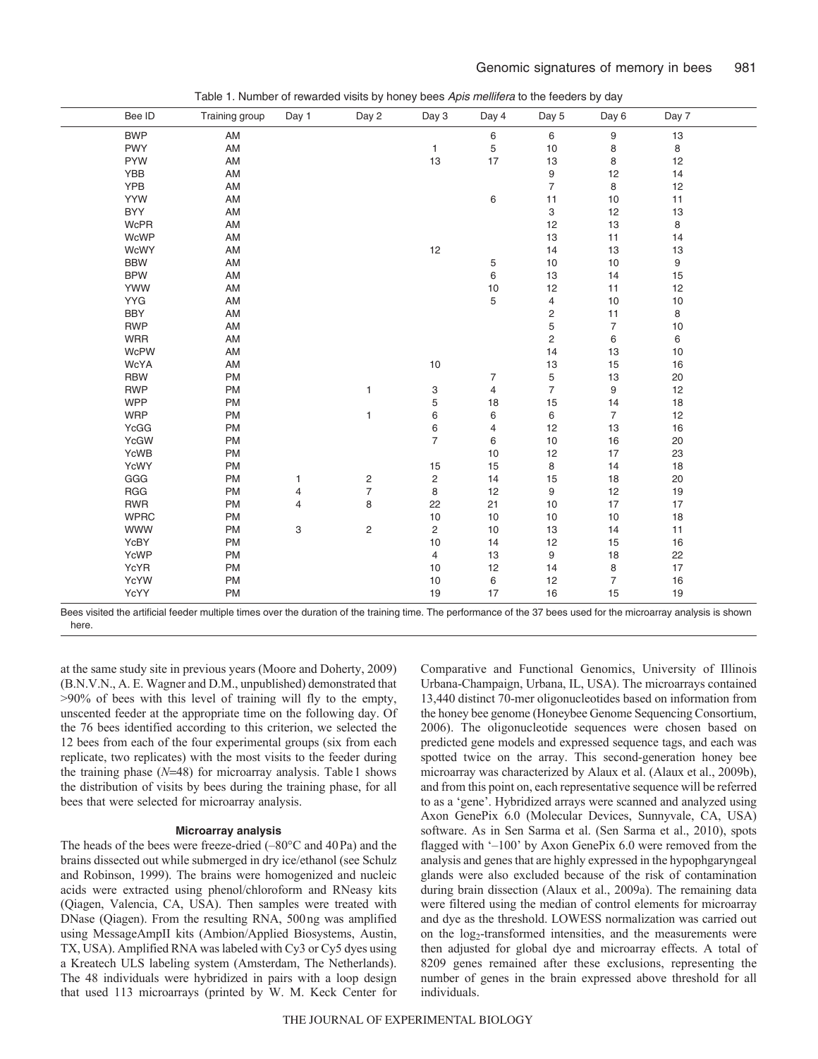Table 1. Number of rewarded visits by honey bees *Apis mellifera* to the feeders by day

| Bee ID | Training group | Day 1 | Day 2 | Day 3 | Day 4 | Day 5 | Day 6 | Day 7 |
|---|---|---|---|---|---|---|---|---|
| BWP | AM | | | | 6 | 6 | 9 | 13 |
| PWY | AM | | | 1 | 5 | 10 | 8 | 8 |
| PYW | AM | | | 13 | 17 | 13 | 8 | 12 |
| YBB | AM | | | | | 9 | 12 | 14 |
| YPB | AM | | | | | 7 | 8 | 12 |
| YYW | AM | | | | 6 | 11 | 10 | 11 |
| BYY | AM | | | | | 3 | 12 | 13 |
| WcPR | AM | | | | | 12 | 13 | 8 |
| WcWP | AM | | | | | 13 | 11 | 14 |
| WcWY | AM | | | 12 | | 14 | 13 | 13 |
| BBW | AM | | | | 5 | 10 | 10 | 9 |
| BPW | AM | | | | 6 | 13 | 14 | 15 |
| YWW | AM | | | | 10 | 12 | 11 | 12 |
| YYG | AM | | | | 5 | 4 | 10 | 10 |
| BBY | AM | | | | | 2 | 11 | 8 |
| RWP | AM | | | | | 5 | 7 | 10 |
| WRR | AM | | | | | 2 | 6 | 6 |
| WcPW | AM | | | | | 14 | 13 | 10 |
| WcYA | AM | | | 10 | | 13 | 15 | 16 |
| RBW | PM | | | | 7 | 5 | 13 | 20 |
| RWP | PM | | 1 | 3 | 4 | 7 | 9 | 12 |
| WPP | PM | | | 5 | 18 | 15 | 14 | 18 |
| WRP | PM | | 1 | 6 | 6 | 6 | 7 | 12 |
| YcGG | PM | | | 6 | 4 | 12 | 13 | 16 |
| YcGW | PM | | | 7 | 6 | 10 | 16 | 20 |
| YcWB | PM | | | | 10 | 12 | 17 | 23 |
| YcWY | PM | | | 15 | 15 | 8 | 14 | 18 |
| GGG | PM | 1 | 2 | 2 | 14 | 15 | 18 | 20 |
| RGG | PM | 4 | 7 | 8 | 12 | 9 | 12 | 19 |
| RWR | PM | 4 | 8 | 22 | 21 | 10 | 17 | 17 |
| WPRC | PM | | | 10 | 10 | 10 | 10 | 18 |
| WWW | PM | 3 | 2 | 2 | 10 | 13 | 14 | 11 |
| YcBY | PM | | | 10 | 14 | 12 | 15 | 16 |
| YcWP | PM | | | 4 | 13 | 9 | 18 | 22 |
| YcYR | PM | | | 10 | 12 | 14 | 8 | 17 |
| YcYW | PM | | | 10 | 6 | 12 | 7 | 16 |
| YcYY | PM | | | 19 | 17 | 16 | 15 | 19 |

Bees visited the artificial feeder multiple times over the duration of the training time. The performance of the 37 bees used for the microarray analysis is shown here.

at the same study site in previous years (Moore and Doherty, 2009) (B.N.V.N., A. E. Wagner and D.M., unpublished) demonstrated that >90% of bees with this level of training will fly to the empty, unscented feeder at the appropriate time on the following day. Of the 76 bees identified according to this criterion, we selected the 12 bees from each of the four experimental groups (six from each replicate, two replicates) with the most visits to the feeder during the training phase ($N$=48) for microarray analysis. Table 1 shows the distribution of visits by bees during the training phase, for all bees that were selected for microarray analysis.

### Microarray analysis

The heads of the bees were freeze-dried (–80°C and 40 Pa) and the brains dissected out while submerged in dry ice/ethanol (see Schulz and Robinson, 1999). The brains were homogenized and nucleic acids were extracted using phenol/chloroform and RNeasy kits (Qiagen, Valencia, CA, USA). Then samples were treated with DNase (Qiagen). From the resulting RNA, 500 ng was amplified using MessageAmpII kits (Ambion/Applied Biosystems, Austin, TX, USA). Amplified RNA was labeled with Cy3 or Cy5 dyes using a Kreatech ULS labeling system (Amsterdam, The Netherlands). The 48 individuals were hybridized in pairs with a loop design that used 113 microarrays (printed by W. M. Keck Center for Comparative and Functional Genomics, University of Illinois Urbana-Champaign, Urbana, IL, USA). The microarrays contained 13,440 distinct 70-mer oligonucleotides based on information from the honey bee genome (Honeybee Genome Sequencing Consortium, 2006). The oligonucleotide sequences were chosen based on predicted gene models and expressed sequence tags, and each was spotted twice on the array. This second-generation honey bee microarray was characterized by Alaux et al. (Alaux et al., 2009b), and from this point on, each representative sequence will be referred to as a 'gene'. Hybridized arrays were scanned and analyzed using Axon GenePix 6.0 (Molecular Devices, Sunnyvale, CA, USA) software. As in Sen Sarma et al. (Sen Sarma et al., 2010), spots flagged with '–100' by Axon GenePix 6.0 were removed from the analysis and genes that are highly expressed in the hypophgaryngeal glands were also excluded because of the risk of contamination during brain dissection (Alaux et al., 2009a). The remaining data were filtered using the median of control elements for microarray and dye as the threshold. LOWESS normalization was carried out on the $\log_2$-transformed intensities, and the measurements were then adjusted for global dye and microarray effects. A total of 8209 genes remained after these exclusions, representing the number of genes in the brain expressed above threshold for all individuals.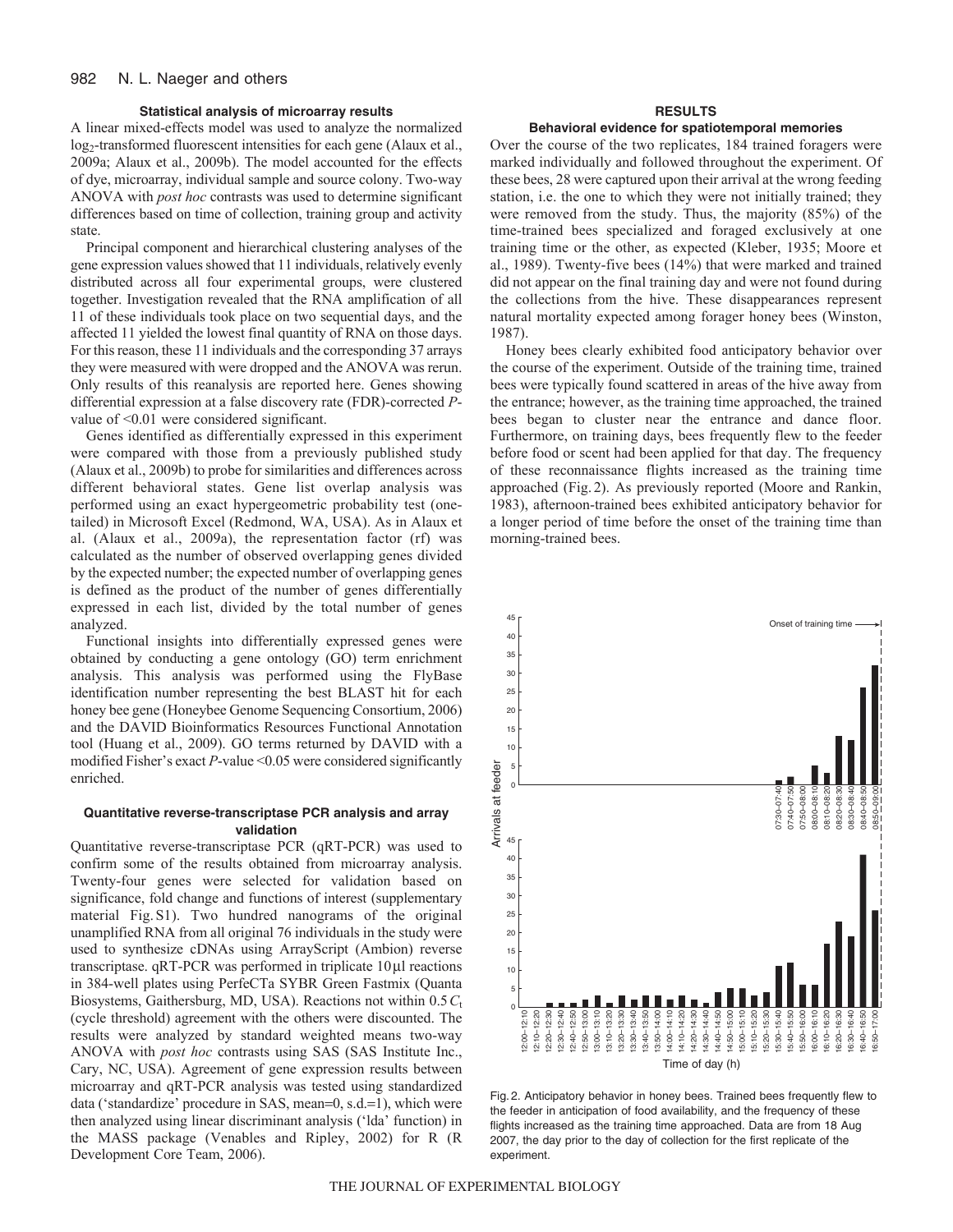### Statistical analysis of microarray results

A linear mixed-effects model was used to analyze the normalized $\log_2$-transformed fluorescent intensities for each gene (Alaux et al., 2009a; Alaux et al., 2009b). The model accounted for the effects of dye, microarray, individual sample and source colony. Two-way ANOVA with *post hoc* contrasts was used to determine significant differences based on time of collection, training group and activity state.

Principal component and hierarchical clustering analyses of the gene expression values showed that 11 individuals, relatively evenly distributed across all four experimental groups, were clustered together. Investigation revealed that the RNA amplification of all 11 of these individuals took place on two sequential days, and the affected 11 yielded the lowest final quantity of RNA on those days. For this reason, these 11 individuals and the corresponding 37 arrays they were measured with were dropped and the ANOVA was rerun. Only results of this reanalysis are reported here. Genes showing differential expression at a false discovery rate (FDR)-corrected *P*-value of <0.01 were considered significant.

Genes identified as differentially expressed in this experiment were compared with those from a previously published study (Alaux et al., 2009b) to probe for similarities and differences across different behavioral states. Gene list overlap analysis was performed using an exact hypergeometric probability test (one-tailed) in Microsoft Excel (Redmond, WA, USA). As in Alaux et al. (Alaux et al., 2009a), the representation factor (rf) was calculated as the number of observed overlapping genes divided by the expected number; the expected number of overlapping genes is defined as the product of the number of genes differentially expressed in each list, divided by the total number of genes analyzed.

Functional insights into differentially expressed genes were obtained by conducting a gene ontology (GO) term enrichment analysis. This analysis was performed using the FlyBase identification number representing the best BLAST hit for each honey bee gene (Honeybee Genome Sequencing Consortium, 2006) and the DAVID Bioinformatics Resources Functional Annotation tool (Huang et al., 2009). GO terms returned by DAVID with a modified Fisher's exact *P*-value <0.05 were considered significantly enriched.

### Quantitative reverse-transcriptase PCR analysis and array validation

Quantitative reverse-transcriptase PCR (qRT-PCR) was used to confirm some of the results obtained from microarray analysis. Twenty-four genes were selected for validation based on significance, fold change and functions of interest (supplementary material Fig. S1). Two hundred nanograms of the original unamplified RNA from all original 76 individuals in the study were used to synthesize cDNAs using ArrayScript (Ambion) reverse transcriptase. qRT-PCR was performed in triplicate 10 μl reactions in 384-well plates using PerfeCTa SYBR Green Fastmix (Quanta Biosystems, Gaithersburg, MD, USA). Reactions not within 0.5 $C_t$ (cycle threshold) agreement with the others were discounted. The results were analyzed by standard weighted means two-way ANOVA with *post hoc* contrasts using SAS (SAS Institute Inc., Cary, NC, USA). Agreement of gene expression results between microarray and qRT-PCR analysis was tested using standardized data ('standardize' procedure in SAS, mean=0, s.d.=1), which were then analyzed using linear discriminant analysis ('lda' function) in the MASS package (Venables and Ripley, 2002) for R (R Development Core Team, 2006).

## RESULTS

### Behavioral evidence for spatiotemporal memories

Over the course of the two replicates, 184 trained foragers were marked individually and followed throughout the experiment. Of these bees, 28 were captured upon their arrival at the wrong feeding station, i.e. the one to which they were not initially trained; they were removed from the study. Thus, the majority (85%) of the time-trained bees specialized and foraged exclusively at one training time or the other, as expected (Kleber, 1935; Moore et al., 1989). Twenty-five bees (14%) that were marked and trained did not appear on the final training day and were not found during the collections from the hive. These disappearances represent natural mortality expected among forager honey bees (Winston, 1987).

Honey bees clearly exhibited food anticipatory behavior over the course of the experiment. Outside of the training time, trained bees were typically found scattered in areas of the hive away from the entrance; however, as the training time approached, the trained bees began to cluster near the entrance and dance floor. Furthermore, on training days, bees frequently flew to the feeder before food or scent had been applied for that day. The frequency of these reconnaissance flights increased as the training time approached (Fig. 2). As previously reported (Moore and Rankin, 1983), afternoon-trained bees exhibited anticipatory behavior for a longer period of time before the onset of the training time than morning-trained bees.

Fig. 2. Anticipatory behavior in honey bees. Trained bees frequently flew to the feeder in anticipation of food availability, and the frequency of these flights increased as the training time approached. Data are from 18 Aug 2007, the day prior to the day of collection for the first replicate of the experiment.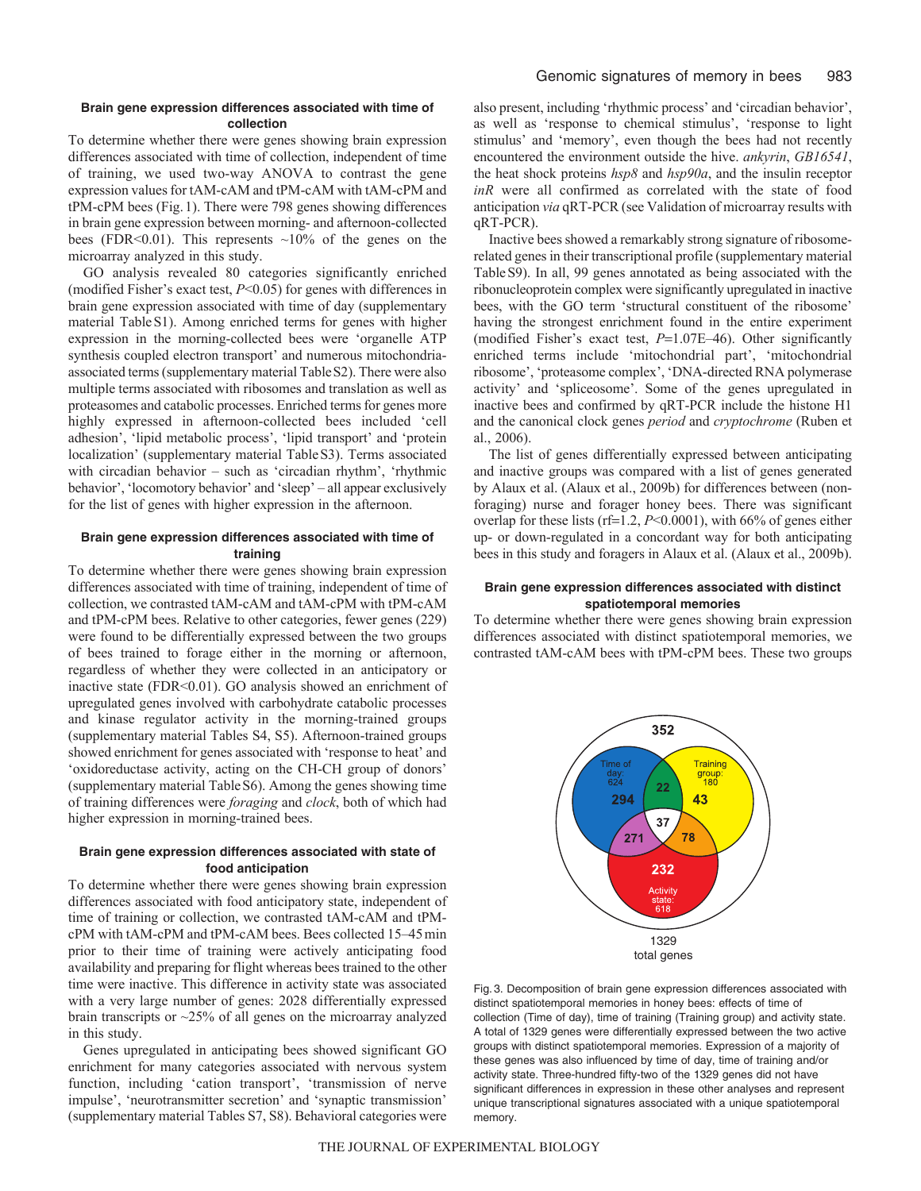### Brain gene expression differences associated with time of collection

To determine whether there were genes showing brain expression differences associated with time of collection, independent of time of training, we used two-way ANOVA to contrast the gene expression values for tAM-cAM and tPM-cAM with tAM-cPM and tPM-cPM bees (Fig. 1). There were 798 genes showing differences in brain gene expression between morning- and afternoon-collected bees (FDR<0.01). This represents ~10% of the genes on the microarray analyzed in this study.

GO analysis revealed 80 categories significantly enriched (modified Fisher's exact test, $P<0.05$) for genes with differences in brain gene expression associated with time of day (supplementary material Table S1). Among enriched terms for genes with higher expression in the morning-collected bees were 'organelle ATP synthesis coupled electron transport' and numerous mitochondria-associated terms (supplementary material Table S2). There were also multiple terms associated with ribosomes and translation as well as proteasomes and catabolic processes. Enriched terms for genes more highly expressed in afternoon-collected bees included 'cell adhesion', 'lipid metabolic process', 'lipid transport' and 'protein localization' (supplementary material Table S3). Terms associated with circadian behavior – such as 'circadian rhythm', 'rhythmic behavior', 'locomotory behavior' and 'sleep' – all appear exclusively for the list of genes with higher expression in the afternoon.

### Brain gene expression differences associated with time of training

To determine whether there were genes showing brain expression differences associated with time of training, independent of time of collection, we contrasted tAM-cAM and tAM-cPM with tPM-cAM and tPM-cPM bees. Relative to other categories, fewer genes (229) were found to be differentially expressed between the two groups of bees trained to forage either in the morning or afternoon, regardless of whether they were collected in an anticipatory or inactive state (FDR<0.01). GO analysis showed an enrichment of upregulated genes involved with carbohydrate catabolic processes and kinase regulator activity in the morning-trained groups (supplementary material Tables S4, S5). Afternoon-trained groups showed enrichment for genes associated with 'response to heat' and 'oxidoreductase activity, acting on the CH-CH group of donors' (supplementary material Table S6). Among the genes showing time of training differences were *foraging* and *clock*, both of which had higher expression in morning-trained bees.

### Brain gene expression differences associated with state of food anticipation

To determine whether there were genes showing brain expression differences associated with food anticipatory state, independent of time of training or collection, we contrasted tAM-cAM and tPM-cPM with tAM-cPM and tPM-cAM bees. Bees collected 15–45 min prior to their time of training were actively anticipating food availability and preparing for flight whereas bees trained to the other time were inactive. This difference in activity state was associated with a very large number of genes: 2028 differentially expressed brain transcripts or ~25% of all genes on the microarray analyzed in this study.

Genes upregulated in anticipating bees showed significant GO enrichment for many categories associated with nervous system function, including 'cation transport', 'transmission of nerve impulse', 'neurotransmitter secretion' and 'synaptic transmission' (supplementary material Tables S7, S8). Behavioral categories were also present, including 'rhythmic process' and 'circadian behavior', as well as 'response to chemical stimulus', 'response to light stimulus' and 'memory', even though the bees had not recently encountered the environment outside the hive. *ankyrin*, *GB16541*, the heat shock proteins *hsp8* and *hsp90a*, and the insulin receptor *inR* were all confirmed as correlated with the state of food anticipation *via* qRT-PCR (see Validation of microarray results with qRT-PCR).

Inactive bees showed a remarkably strong signature of ribosome-related genes in their transcriptional profile (supplementary material Table S9). In all, 99 genes annotated as being associated with the ribonucleoprotein complex were significantly upregulated in inactive bees, with the GO term 'structural constituent of the ribosome' having the strongest enrichment found in the entire experiment (modified Fisher's exact test, $P$=1.07E–46). Other significantly enriched terms include 'mitochondrial part', 'mitochondrial ribosome', 'proteasome complex', 'DNA-directed RNA polymerase activity' and 'spliceosome'. Some of the genes upregulated in inactive bees and confirmed by qRT-PCR include the histone H1 and the canonical clock genes *period* and *cryptochrome* (Ruben et al., 2006).

The list of genes differentially expressed between anticipating and inactive groups was compared with a list of genes generated by Alaux et al. (Alaux et al., 2009b) for differences between (non-foraging) nurse and forager honey bees. There was significant overlap for these lists (rf=1.2, $P<0.0001$), with 66% of genes either up- or down-regulated in a concordant way for both anticipating bees in this study and foragers in Alaux et al. (Alaux et al., 2009b).

### Brain gene expression differences associated with distinct spatiotemporal memories

To determine whether there were genes showing brain expression differences associated with distinct spatiotemporal memories, we contrasted tAM-cAM bees with tPM-cPM bees. These two groups

Fig. 3. Decomposition of brain gene expression differences associated with distinct spatiotemporal memories in honey bees: effects of time of collection (Time of day), time of training (Training group) and activity state. A total of 1329 genes were differentially expressed between the two active groups with distinct spatiotemporal memories. Expression of a majority of these genes was also influenced by time of day, time of training and/or activity state. Three-hundred fifty-two of the 1329 genes did not have significant differences in expression in these other analyses and represent unique transcriptional signatures associated with a unique spatiotemporal memory.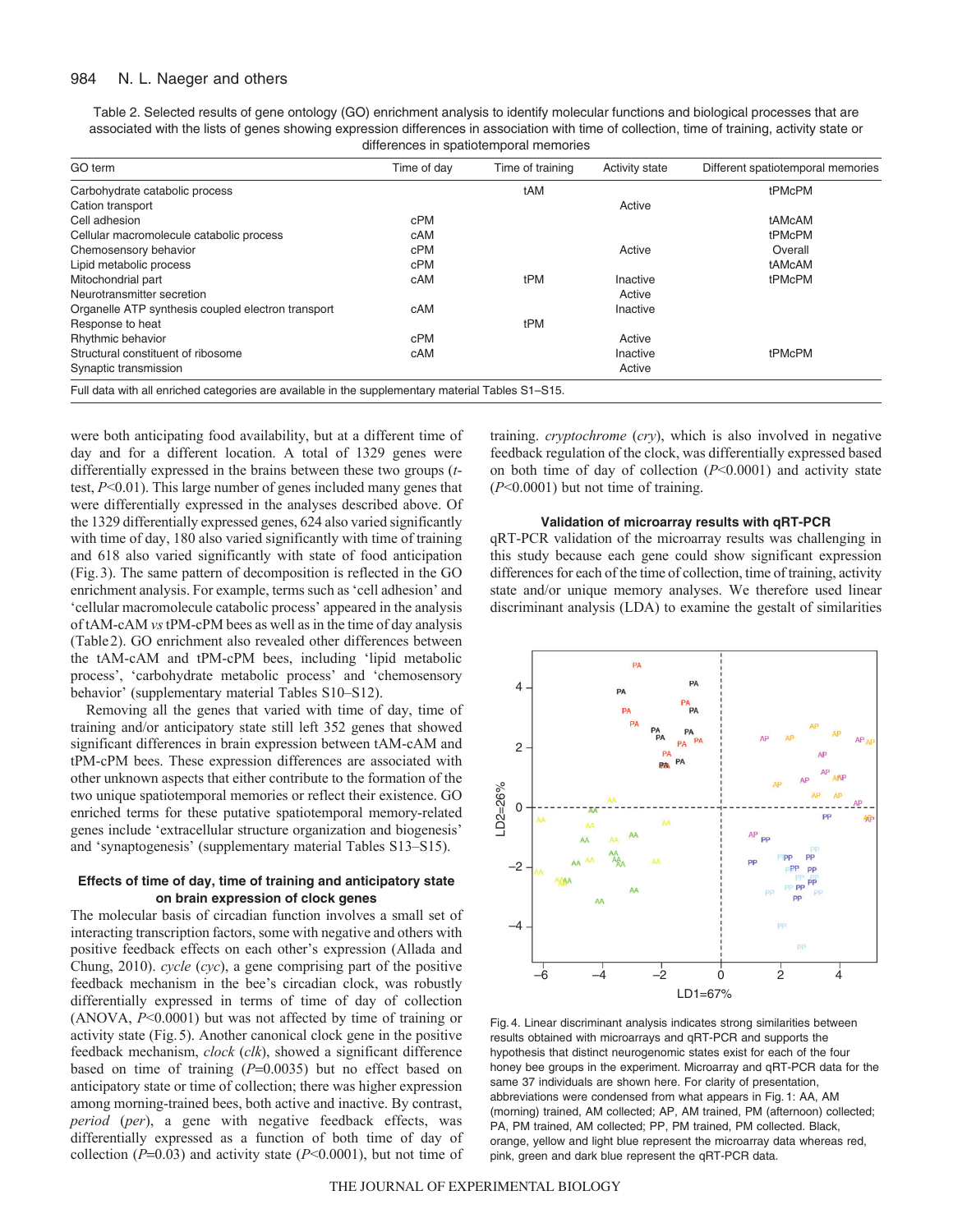Table 2. Selected results of gene ontology (GO) enrichment analysis to identify molecular functions and biological processes that are associated with the lists of genes showing expression differences in association with time of collection, time of training, activity state or differences in spatiotemporal memories

| GO term | Time of day | Time of training | Activity state | Different spatiotemporal memories |
|---|---|---|---|---|
| Carbohydrate catabolic process | | tAM | | tPMcPM |
| Cation transport | | | Active | |
| Cell adhesion | cPM | | | tAMcAM |
| Cellular macromolecule catabolic process | cAM | | | tPMcPM |
| Chemosensory behavior | cPM | | Active | Overall |
| Lipid metabolic process | cPM | | | tAMcAM |
| Mitochondrial part | cAM | tPM | Inactive | tPMcPM |
| Neurotransmitter secretion | | | Active | |
| Organelle ATP synthesis coupled electron transport | cAM | | Inactive | |
| Response to heat | | tPM | | |
| Rhythmic behavior | cPM | | Active | |
| Structural constituent of ribosome | cAM | | Inactive | tPMcPM |
| Synaptic transmission | | | Active | |

Full data with all enriched categories are available in the supplementary material Tables S1–S15.

were both anticipating food availability, but at a different time of day and for a different location. A total of 1329 genes were differentially expressed in the brains between these two groups (*t*-test, $P<0.01$). This large number of genes included many genes that were differentially expressed in the analyses described above. Of the 1329 differentially expressed genes, 624 also varied significantly with time of day, 180 also varied significantly with time of training and 618 also varied significantly with state of food anticipation (Fig. 3). The same pattern of decomposition is reflected in the GO enrichment analysis. For example, terms such as 'cell adhesion' and 'cellular macromolecule catabolic process' appeared in the analysis of tAM-cAM *vs* tPM-cPM bees as well as in the time of day analysis (Table 2). GO enrichment also revealed other differences between the tAM-cAM and tPM-cPM bees, including 'lipid metabolic process', 'carbohydrate metabolic process' and 'chemosensory behavior' (supplementary material Tables S10–S12).

Removing all the genes that varied with time of day, time of training and/or anticipatory state still left 352 genes that showed significant differences in brain expression between tAM-cAM and tPM-cPM bees. These expression differences are associated with other unknown aspects that either contribute to the formation of the two unique spatiotemporal memories or reflect their existence. GO enriched terms for these putative spatiotemporal memory-related genes include 'extracellular structure organization and biogenesis' and 'synaptogenesis' (supplementary material Tables S13–S15).

### Effects of time of day, time of training and anticipatory state on brain expression of clock genes

The molecular basis of circadian function involves a small set of interacting transcription factors, some with negative and others with positive feedback effects on each other's expression (Allada and Chung, 2010). *cycle* (*cyc*), a gene comprising part of the positive feedback mechanism in the bee's circadian clock, was robustly differentially expressed in terms of time of day of collection (ANOVA, $P<0.0001$) but was not affected by time of training or activity state (Fig. 5). Another canonical clock gene in the positive feedback mechanism, *clock* (*clk*), showed a significant difference based on time of training ($P=0.0035$) but no effect based on anticipatory state or time of collection; there was higher expression among morning-trained bees, both active and inactive. By contrast, *period* (*per*), a gene with negative feedback effects, was differentially expressed as a function of both time of day of collection ($P=0.03$) and activity state ($P<0.0001$), but not time of training. *cryptochrome* (*cry*), which is also involved in negative feedback regulation of the clock, was differentially expressed based on both time of day of collection ($P<0.0001$) and activity state ($P<0.0001$) but not time of training.

### Validation of microarray results with qRT-PCR

qRT-PCR validation of the microarray results was challenging in this study because each gene could show significant expression differences for each of the time of collection, time of training, activity state and/or unique memory analyses. We therefore used linear discriminant analysis (LDA) to examine the gestalt of similarities

Fig. 4. Linear discriminant analysis indicates strong similarities between results obtained with microarrays and qRT-PCR and supports the hypothesis that distinct neurogenomic states exist for each of the four honey bee groups in the experiment. Microarray and qRT-PCR data for the same 37 individuals are shown here. For clarity of presentation, abbreviations were condensed from what appears in Fig. 1: AA, AM (morning) trained, AM collected; AP, AM trained, PM (afternoon) collected; PA, PM trained, AM collected; PP, PM trained, PM collected. Black, orange, yellow and light blue represent the microarray data whereas red, pink, green and dark blue represent the qRT-PCR data.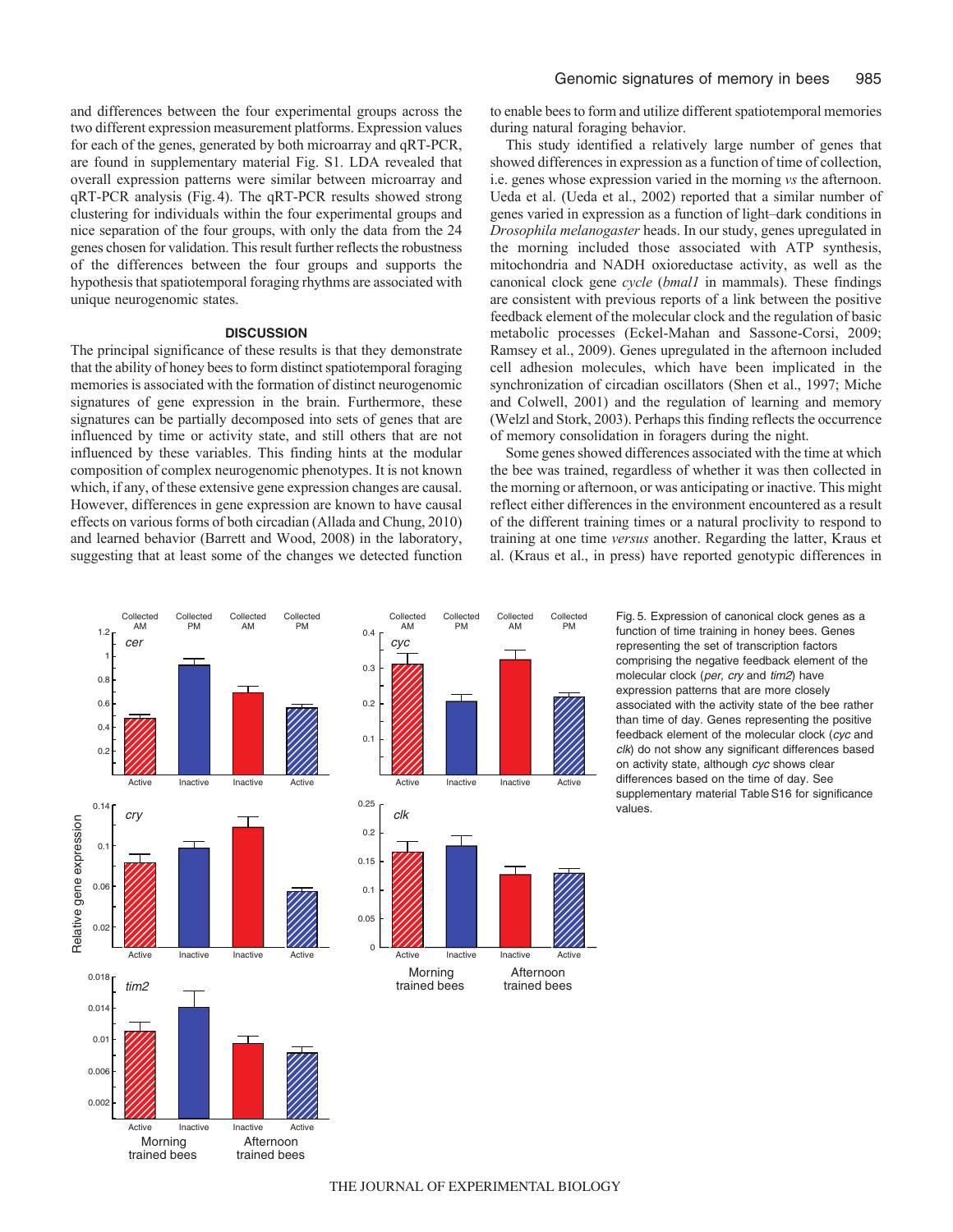and differences between the four experimental groups across the two different expression measurement platforms. Expression values for each of the genes, generated by both microarray and qRT-PCR, are found in supplementary material Fig. S1. LDA revealed that overall expression patterns were similar between microarray and qRT-PCR analysis (Fig. 4). The qRT-PCR results showed strong clustering for individuals within the four experimental groups and nice separation of the four groups, with only the data from the 24 genes chosen for validation. This result further reflects the robustness of the differences between the four groups and supports the hypothesis that spatiotemporal foraging rhythms are associated with unique neurogenomic states.

## DISCUSSION

The principal significance of these results is that they demonstrate that the ability of honey bees to form distinct spatiotemporal foraging memories is associated with the formation of distinct neurogenomic signatures of gene expression in the brain. Furthermore, these signatures can be partially decomposed into sets of genes that are influenced by time or activity state, and still others that are not influenced by these variables. This finding hints at the modular composition of complex neurogenomic phenotypes. It is not known which, if any, of these extensive gene expression changes are causal. However, differences in gene expression are known to have causal effects on various forms of both circadian (Allada and Chung, 2010) and learned behavior (Barrett and Wood, 2008) in the laboratory, suggesting that at least some of the changes we detected function to enable bees to form and utilize different spatiotemporal memories during natural foraging behavior.

This study identified a relatively large number of genes that showed differences in expression as a function of time of collection, i.e. genes whose expression varied in the morning *vs* the afternoon. Ueda et al. (Ueda et al., 2002) reported that a similar number of genes varied in expression as a function of light–dark conditions in *Drosophila melanogaster* heads. In our study, genes upregulated in the morning included those associated with ATP synthesis, mitochondria and NADH oxioreductase activity, as well as the canonical clock gene *cycle* (*bmal1* in mammals). These findings are consistent with previous reports of a link between the positive feedback element of the molecular clock and the regulation of basic metabolic processes (Eckel-Mahan and Sassone-Corsi, 2009; Ramsey et al., 2009). Genes upregulated in the afternoon included cell adhesion molecules, which have been implicated in the synchronization of circadian oscillators (Shen et al., 1997; Miche and Colwell, 2001) and the regulation of learning and memory (Welzl and Stork, 2003). Perhaps this finding reflects the occurrence of memory consolidation in foragers during the night.

Some genes showed differences associated with the time at which the bee was trained, regardless of whether it was then collected in the morning or afternoon, or was anticipating or inactive. This might reflect either differences in the environment encountered as a result of the different training times or a natural proclivity to respond to training at one time *versus* another. Regarding the latter, Kraus et al. (Kraus et al., in press) have reported genotypic differences in

Fig. 5. Expression of canonical clock genes as a function of time training in honey bees. Genes representing the set of transcription factors comprising the negative feedback element of the molecular clock (*per*, *cry* and *tim2*) have expression patterns that are more closely associated with the activity state of the bee rather than time of day. Genes representing the positive feedback element of the molecular clock (*cyc* and *clk*) do not show any significant differences based on activity state, although *cyc* shows clear differences based on the time of day. See supplementary material Table S16 for significance values.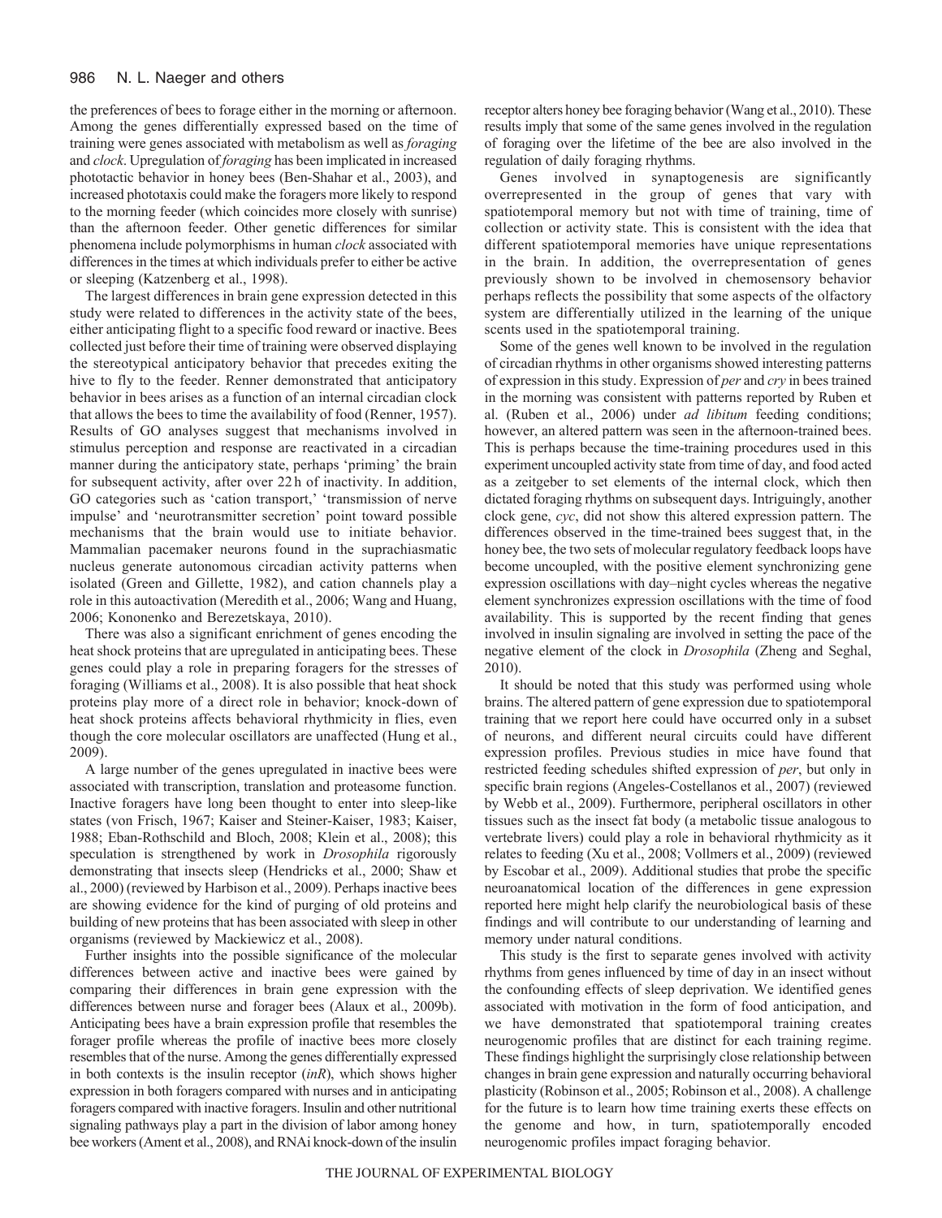the preferences of bees to forage either in the morning or afternoon. Among the genes differentially expressed based on the time of training were genes associated with metabolism as well as *foraging* and *clock*. Upregulation of *foraging* has been implicated in increased phototactic behavior in honey bees (Ben-Shahar et al., 2003), and increased phototaxis could make the foragers more likely to respond to the morning feeder (which coincides more closely with sunrise) than the afternoon feeder. Other genetic differences for similar phenomena include polymorphisms in human *clock* associated with differences in the times at which individuals prefer to either be active or sleeping (Katzenberg et al., 1998).

The largest differences in brain gene expression detected in this study were related to differences in the activity state of the bees, either anticipating flight to a specific food reward or inactive. Bees collected just before their time of training were observed displaying the stereotypical anticipatory behavior that precedes exiting the hive to fly to the feeder. Renner demonstrated that anticipatory behavior in bees arises as a function of an internal circadian clock that allows the bees to time the availability of food (Renner, 1957). Results of GO analyses suggest that mechanisms involved in stimulus perception and response are reactivated in a circadian manner during the anticipatory state, perhaps 'priming' the brain for subsequent activity, after over 22 h of inactivity. In addition, GO categories such as 'cation transport,' 'transmission of nerve impulse' and 'neurotransmitter secretion' point toward possible mechanisms that the brain would use to initiate behavior. Mammalian pacemaker neurons found in the suprachiasmatic nucleus generate autonomous circadian activity patterns when isolated (Green and Gillette, 1982), and cation channels play a role in this autoactivation (Meredith et al., 2006; Wang and Huang, 2006; Kononenko and Berezetskaya, 2010).

There was also a significant enrichment of genes encoding the heat shock proteins that are upregulated in anticipating bees. These genes could play a role in preparing foragers for the stresses of foraging (Williams et al., 2008). It is also possible that heat shock proteins play more of a direct role in behavior; knock-down of heat shock proteins affects behavioral rhythmicity in flies, even though the core molecular oscillators are unaffected (Hung et al., 2009).

A large number of the genes upregulated in inactive bees were associated with transcription, translation and proteasome function. Inactive foragers have long been thought to enter into sleep-like states (von Frisch, 1967; Kaiser and Steiner-Kaiser, 1983; Kaiser, 1988; Eban-Rothschild and Bloch, 2008; Klein et al., 2008); this speculation is strengthened by work in *Drosophila* rigorously demonstrating that insects sleep (Hendricks et al., 2000; Shaw et al., 2000) (reviewed by Harbison et al., 2009). Perhaps inactive bees are showing evidence for the kind of purging of old proteins and building of new proteins that has been associated with sleep in other organisms (reviewed by Mackiewicz et al., 2008).

Further insights into the possible significance of the molecular differences between active and inactive bees were gained by comparing their differences in brain gene expression with the differences between nurse and forager bees (Alaux et al., 2009b). Anticipating bees have a brain expression profile that resembles the forager profile whereas the profile of inactive bees more closely resembles that of the nurse. Among the genes differentially expressed in both contexts is the insulin receptor (*inR*), which shows higher expression in both foragers compared with nurses and in anticipating foragers compared with inactive foragers. Insulin and other nutritional signaling pathways play a part in the division of labor among honey bee workers (Ament et al., 2008), and RNAi knock-down of the insulin receptor alters honey bee foraging behavior (Wang et al., 2010). These results imply that some of the same genes involved in the regulation of foraging over the lifetime of the bee are also involved in the regulation of daily foraging rhythms.

Genes involved in synaptogenesis are significantly overrepresented in the group of genes that vary with spatiotemporal memory but not with time of training, time of collection or activity state. This is consistent with the idea that different spatiotemporal memories have unique representations in the brain. In addition, the overrepresentation of genes previously shown to be involved in chemosensory behavior perhaps reflects the possibility that some aspects of the olfactory system are differentially utilized in the learning of the unique scents used in the spatiotemporal training.

Some of the genes well known to be involved in the regulation of circadian rhythms in other organisms showed interesting patterns of expression in this study. Expression of *per* and *cry* in bees trained in the morning was consistent with patterns reported by Ruben et al. (Ruben et al., 2006) under *ad libitum* feeding conditions; however, an altered pattern was seen in the afternoon-trained bees. This is perhaps because the time-training procedures used in this experiment uncoupled activity state from time of day, and food acted as a zeitgeber to set elements of the internal clock, which then dictated foraging rhythms on subsequent days. Intriguingly, another clock gene, *cyc*, did not show this altered expression pattern. The differences observed in the time-trained bees suggest that, in the honey bee, the two sets of molecular regulatory feedback loops have become uncoupled, with the positive element synchronizing gene expression oscillations with day–night cycles whereas the negative element synchronizes expression oscillations with the time of food availability. This is supported by the recent finding that genes involved in insulin signaling are involved in setting the pace of the negative element of the clock in *Drosophila* (Zheng and Seghal, 2010).

It should be noted that this study was performed using whole brains. The altered pattern of gene expression due to spatiotemporal training that we report here could have occurred only in a subset of neurons, and different neural circuits could have different expression profiles. Previous studies in mice have found that restricted feeding schedules shifted expression of *per*, but only in specific brain regions (Angeles-Costellanos et al., 2007) (reviewed by Webb et al., 2009). Furthermore, peripheral oscillators in other tissues such as the insect fat body (a metabolic tissue analogous to vertebrate livers) could play a role in behavioral rhythmicity as it relates to feeding (Xu et al., 2008; Vollmers et al., 2009) (reviewed by Escobar et al., 2009). Additional studies that probe the specific neuroanatomical location of the differences in gene expression reported here might help clarify the neurobiological basis of these findings and will contribute to our understanding of learning and memory under natural conditions.

This study is the first to separate genes involved with activity rhythms from genes influenced by time of day in an insect without the confounding effects of sleep deprivation. We identified genes associated with motivation in the form of food anticipation, and we have demonstrated that spatiotemporal training creates neurogenomic profiles that are distinct for each training regime. These findings highlight the surprisingly close relationship between changes in brain gene expression and naturally occurring behavioral plasticity (Robinson et al., 2005; Robinson et al., 2008). A challenge for the future is to learn how time training exerts these effects on the genome and how, in turn, spatiotemporally encoded neurogenomic profiles impact foraging behavior.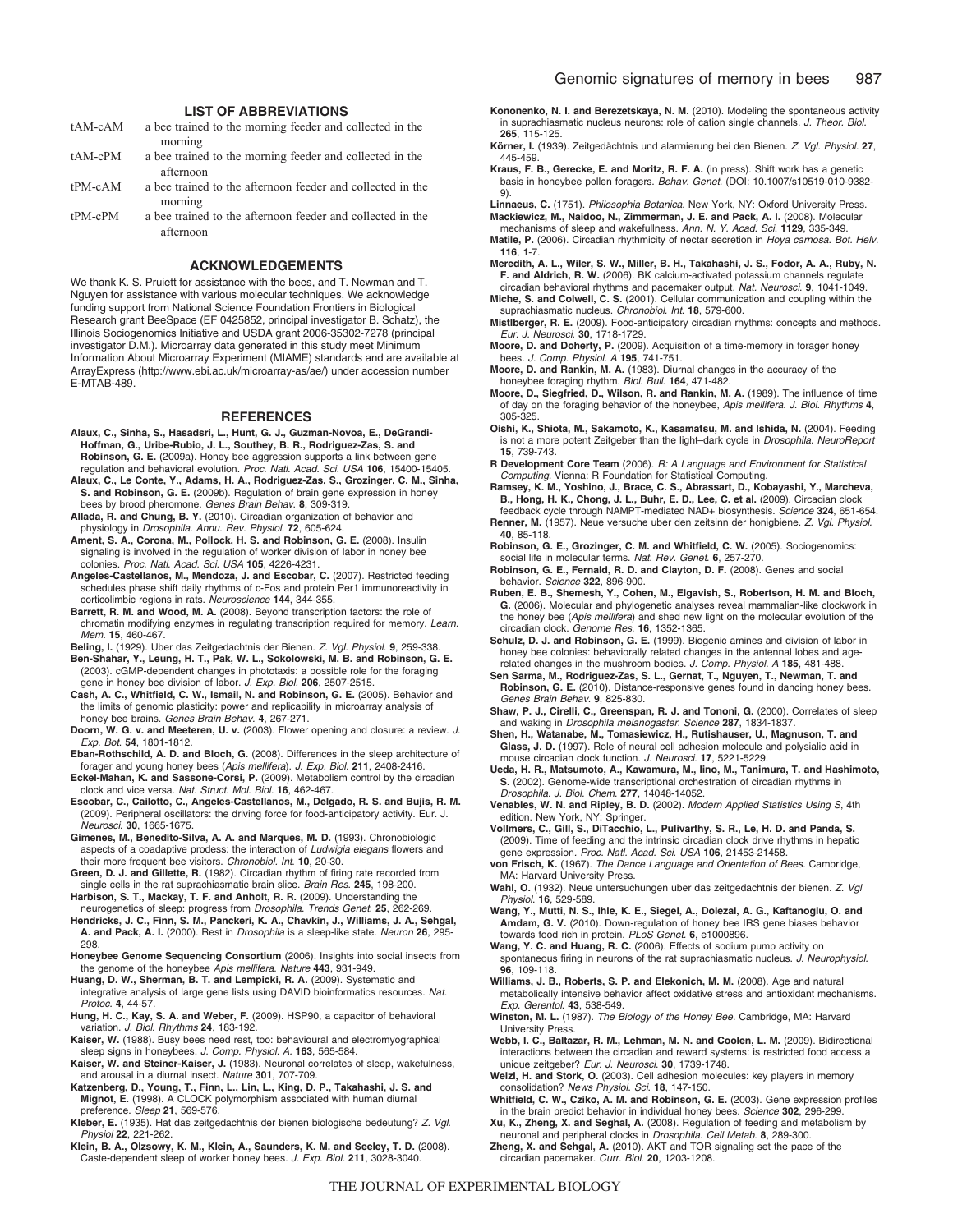## LIST OF ABBREVIATIONS

| | |
|---|---|
| tAM-cAM | a bee trained to the morning feeder and collected in the morning |
| tAM-cPM | a bee trained to the morning feeder and collected in the afternoon |
| tPM-cAM | a bee trained to the afternoon feeder and collected in the morning |
| tPM-cPM | a bee trained to the afternoon feeder and collected in the afternoon |

## ACKNOWLEDGEMENTS

We thank K. S. Pruiett for assistance with the bees, and T. Newman and T. Nguyen for assistance with various molecular techniques. We acknowledge funding support from National Science Foundation Frontiers in Biological Research grant BeeSpace (EF 0425852, principal investigator B. Schatz), the Illinois Sociogenomics Initiative and USDA grant 2006-35302-7278 (principal investigator D.M.). Microarray data generated in this study meet Minimum Information About Microarray Experiment (MIAME) standards and are available at ArrayExpress (http://www.ebi.ac.uk/microarray-as/ae/) under accession number E-MTAB-489.

## REFERENCES

**Alaux, C., Sinha, S., Hasadsri, L., Hunt, G. J., Guzman-Novoa, E., DeGrandi-Hoffman, G., Uribe-Rubio, J. L., Southey, B. R., Rodriguez-Zas, S. and Robinson, G. E.** (2009a). Honey bee aggression supports a link between gene regulation and behavioral evolution. *Proc. Natl. Acad. Sci. USA* **106**, 15400-15405.

**Alaux, C., Le Conte, Y., Adams, H. A., Rodriguez-Zas, S., Grozinger, C. M., Sinha, S. and Robinson, G. E.** (2009b). Regulation of brain gene expression in honey bees by brood pheromone. *Genes Brain Behav.* **8**, 309-319.

**Allada, R. and Chung, B. Y.** (2010). Circadian organization of behavior and physiology in *Drosophila*. *Annu. Rev. Physiol.* **72**, 605-624.

**Ament, S. A., Corona, M., Pollock, H. S. and Robinson, G. E.** (2008). Insulin signaling is involved in the regulation of worker division of labor in honey bee colonies. *Proc. Natl. Acad. Sci. USA* **105**, 4226-4231.

**Angeles-Castellanos, M., Mendoza, J. and Escobar, C.** (2007). Restricted feeding schedules phase shift daily rhythms of c-Fos and protein Per1 immunoreactivity in corticolimbic regions in rats. *Neuroscience* **144**, 344-355.

**Barrett, R. M. and Wood, M. A.** (2008). Beyond transcription factors: the role of chromatin modifying enzymes in regulating transcription required for memory. *Learn. Mem.* **15**, 460-467.

**Beling, I.** (1929). Uber das Zeitgedachtnis der Bienen. *Z. Vgl. Physiol.* **9**, 259-338.

**Ben-Shahar, Y., Leung, H. T., Pak, W. L., Sokolowski, M. B. and Robinson, G. E.** (2003). cGMP-dependent changes in phototaxis: a possible role for the foraging gene in honey bee division of labor. *J. Exp. Biol.* **206**, 2507-2515.

**Cash, A. C., Whitfield, C. W., Ismail, N. and Robinson, G. E.** (2005). Behavior and the limits of genomic plasticity: power and replicability in microarray analysis of honey bee brains. *Genes Brain Behav.* **4**, 267-271.

**Doorn, W. G. v. and Meeteren, U. v.** (2003). Flower opening and closure: a review. *J. Exp. Bot.* **54**, 1801-1812.

**Eban-Rothschild, A. D. and Bloch, G.** (2008). Differences in the sleep architecture of forager and young honey bees (*Apis mellifera*). *J. Exp. Biol.* **211**, 2408-2416.

**Eckel-Mahan, K. and Sassone-Corsi, P.** (2009). Metabolism control by the circadian clock and vice versa. *Nat. Struct. Mol. Biol.* **16**, 462-467.

**Escobar, C., Cailotto, C., Angeles-Castellanos, M., Delgado, R. S. and Bujis, R. M.** (2009). Peripheral oscillators: the driving force for food-anticipatory activity. Eur. J. *Neurosci.* **30**, 1665-1675.

**Gimenes, M., Benedito-Silva, A. A. and Marques, M. D.** (1993). Chronobiologic aspects of a coadaptive prodess: the interaction of *Ludwigia elegans* flowers and their more frequent bee visitors. *Chronobiol. Int.* **10**, 20-30.

**Green, D. J. and Gillette, R.** (1982). Circadian rhythm of firing rate recorded from single cells in the rat suprachiasmatic brain slice. *Brain Res.* **245**, 198-200.

**Harbison, S. T., Mackay, T. F. and Anholt, R. R.** (2009). Understanding the neurogenetics of sleep: progress from *Drosophila*. *Trends Genet.* **25**, 262-269.

**Hendricks, J. C., Finn, S. M., Panckeri, K. A., Chavkin, J., Williams, J. A., Sehgal, A. and Pack, A. I.** (2000). Rest in *Drosophila* is a sleep-like state. *Neuron* **26**, 295-298.

**Honeybee Genome Sequencing Consortium** (2006). Insights into social insects from the genome of the honeybee *Apis mellifera*. *Nature* **443**, 931-949.

**Huang, D. W., Sherman, B. T. and Lempicki, R. A.** (2009). Systematic and integrative analysis of large gene lists using DAVID bioinformatics resources. *Nat. Protoc.* **4**, 44-57.

**Hung, H. C., Kay, S. A. and Weber, F.** (2009). HSP90, a capacitor of behavioral variation. *J. Biol. Rhythms* **24**, 183-192.

**Kaiser, W.** (1988). Busy bees need rest, too: behavioural and electromyographical sleep signs in honeybees. *J. Comp. Physiol. A.* **163**, 565-584.

**Kaiser, W. and Steiner-Kaiser, J.** (1983). Neuronal correlates of sleep, wakefulness, and arousal in a diurnal insect. *Nature* **301**, 707-709.

**Katzenberg, D., Young, T., Finn, L., Lin, L., King, D. P., Takahashi, J. S. and Mignot, E.** (1998). A CLOCK polymorphism associated with human diurnal preference. *Sleep* **21**, 569-576.

**Kleber, E.** (1935). Hat das zeitgedachtnis der bienen biologische bedeutung? *Z. Vgl. Physiol* **22**, 221-262.

**Klein, B. A., Olzsowy, K. M., Klein, A., Saunders, K. M. and Seeley, T. D.** (2008). Caste-dependent sleep of worker honey bees. *J. Exp. Biol.* **211**, 3028-3040.

**Kononenko, N. I. and Berezetskaya, N. M.** (2010). Modeling the spontaneous activity in suprachiasmatic nucleus neurons: role of cation single channels. *J. Theor. Biol.* **265**, 115-125.

**Körner, I.** (1939). Zeitgedächtnis und alarmierung bei den Bienen. *Z. Vgl. Physiol.* **27**, 445-459.

**Kraus, F. B., Gerecke, E. and Moritz, R. F. A.** (in press). Shift work has a genetic basis in honeybee pollen foragers. *Behav. Genet.* (DOI: 10.1007/s10519-010-9382-9).

**Linnaeus, C.** (1751). *Philosophia Botanica*. New York, NY: Oxford University Press.

**Mackiewicz, M., Naidoo, N., Zimmerman, J. E. and Pack, A. I.** (2008). Molecular mechanisms of sleep and wakefullness. *Ann. N. Y. Acad. Sci.* **1129**, 335-349.

**Matile, P.** (2006). Circadian rhythmicity of nectar secretion in *Hoya carnosa*. *Bot. Helv.* **116**, 1-7.

**Meredith, A. L., Wiler, S. W., Miller, B. H., Takahashi, J. S., Fodor, A. A., Ruby, N. F. and Aldrich, R. W.** (2006). BK calcium-activated potassium channels regulate circadian behavioral rhythms and pacemaker output. *Nat. Neurosci.* **9**, 1041-1049.

**Miche, S. and Colwell, C. S.** (2001). Cellular communication and coupling within the suprachiasmatic nucleus. *Chronobiol. Int.* **18**, 579-600.

**Mistlberger, R. E.** (2009). Food-anticipatory circadian rhythms: concepts and methods. *Eur. J. Neurosci.* **30**, 1718-1729.

**Moore, D. and Doherty, P.** (2009). Acquisition of a time-memory in forager honey bees. *J. Comp. Physiol. A* **195**, 741-751.

**Moore, D. and Rankin, M. A.** (1983). Diurnal changes in the accuracy of the honeybee foraging rhythm. *Biol. Bull.* **164**, 471-482.

**Moore, D., Siegfried, D., Wilson, R. and Rankin, M. A.** (1989). The influence of time of day on the foraging behavior of the honeybee, *Apis mellifera*. *J. Biol. Rhythms* **4**, 305-325.

**Oishi, K., Shiota, M., Sakamoto, K., Kasamatsu, M. and Ishida, N.** (2004). Feeding is not a more potent Zeitgeber than the light–dark cycle in *Drosophila*. *NeuroReport* **15**, 739-743.

**R Development Core Team** (2006). *R: A Language and Environment for Statistical Computing*. Vienna: R Foundation for Statistical Computing.

**Ramsey, K. M., Yoshino, J., Brace, C. S., Abrassart, D., Kobayashi, Y., Marcheva, B., Hong, H. K., Chong, J. L., Buhr, E. D., Lee, C. et al.** (2009). Circadian clock feedback cycle through NAMPT-mediated NAD+ biosynthesis. *Science* **324**, 651-654.

**Renner, M.** (1957). Neue versuche uber den zeitsinn der honigbiene. *Z. Vgl. Physiol.* **40**, 85-118.

**Robinson, G. E., Grozinger, C. M. and Whitfield, C. W.** (2005). Sociogenomics: social life in molecular terms. *Nat. Rev. Genet.* **6**, 257-270.

**Robinson, G. E., Fernald, R. D. and Clayton, D. F.** (2008). Genes and social behavior. *Science* **322**, 896-900.

**Ruben, E. B., Shemesh, Y., Cohen, M., Elgavish, S., Robertson, H. M. and Bloch, G.** (2006). Molecular and phylogenetic analyses reveal mammalian-like clockwork in the honey bee (*Apis mellifera*) and shed new light on the molecular evolution of the circadian clock. *Genome Res.* **16**, 1352-1365.

**Schulz, D. J. and Robinson, G. E.** (1999). Biogenic amines and division of labor in honey bee colonies: behaviorally related changes in the antennal lobes and age-related changes in the mushroom bodies. *J. Comp. Physiol. A* **185**, 481-488.

**Sen Sarma, M., Rodriguez-Zas, S. L., Gernat, T., Nguyen, T., Newman, T. and Robinson, G. E.** (2010). Distance-responsive genes found in dancing honey bees. *Genes Brain Behav.* **9**, 825-830.

**Shaw, P. J., Cirelli, C., Greenspan, R. J. and Tononi, G.** (2000). Correlates of sleep and waking in *Drosophila melanogaster*. *Science* **287**, 1834-1837.

**Shen, H., Watanabe, M., Tomasiewicz, H., Rutishauser, U., Magnuson, T. and Glass, J. D.** (1997). Role of neural cell adhesion molecule and polysialic acid in mouse circadian clock function. *J. Neurosci.* **17**, 5221-5229.

**Ueda, H. R., Matsumoto, A., Kawamura, M., Iino, M., Tanimura, T. and Hashimoto, S.** (2002). Genome-wide transcriptional orchestration of circadian rhythms in *Drosophila*. *J. Biol. Chem.* **277**, 14048-14052.

**Venables, W. N. and Ripley, B. D.** (2002). *Modern Applied Statistics Using S*, 4th edition. New York, NY: Springer.

**Vollmers, C., Gill, S., DiTacchio, L., Pulivarthy, S. R., Le, H. D. and Panda, S.** (2009). Time of feeding and the intrinsic circadian clock drive rhythms in hepatic gene expression. *Proc. Natl. Acad. Sci. USA* **106**, 21453-21458.

**von Frisch, K.** (1967). *The Dance Language and Orientation of Bees*. Cambridge, MA: Harvard University Press.

**Wahl, O.** (1932). Neue untersuchungen uber das zeitgedachtnis der bienen. *Z. Vgl Physiol.* **16**, 529-589.

**Wang, Y., Mutti, N. S., Ihle, K. E., Siegel, A., Dolezal, A. G., Kaftanoglu, O. and Amdam, G. V.** (2010). Down-regulation of honey bee IRS gene biases behavior towards food rich in protein. *PLoS Genet.* **6**, e1000896.

**Wang, Y. C. and Huang, R. C.** (2006). Effects of sodium pump activity on spontaneous firing in neurons of the rat suprachiasmatic nucleus. *J. Neurophysiol.* **96**, 109-118.

**Williams, J. B., Roberts, S. P. and Elekonich, M. M.** (2008). Age and natural metabolically intensive behavior affect oxidative stress and antioxidant mechanisms. *Exp. Gerentol.* **43**, 538-549.

**Winston, M. L.** (1987). *The Biology of the Honey Bee*. Cambridge, MA: Harvard University Press.

**Webb, I. C., Baltazar, R. M., Lehman, M. N. and Coolen, L. M.** (2009). Bidirectional interactions between the circadian and reward systems: is restricted food access a unique zeitgeber? *Eur. J. Neurosci.* **30**, 1739-1748.

**Welzl, H. and Stork, O.** (2003). Cell adhesion molecules: key players in memory consolidation? *News Physiol. Sci.* **18**, 147-150.

**Whitfield, C. W., Cziko, A. M. and Robinson, G. E.** (2003). Gene expression profiles in the brain predict behavior in individual honey bees. *Science* **302**, 296-299.

**Xu, K., Zheng, X. and Seghal, A.** (2008). Regulation of feeding and metabolism by neuronal and peripheral clocks in *Drosophila*. *Cell Metab.* **8**, 289-300.

**Zheng, X. and Sehgal, A.** (2010). AKT and TOR signaling set the pace of the circadian pacemaker. *Curr. Biol.* **20**, 1203-1208.